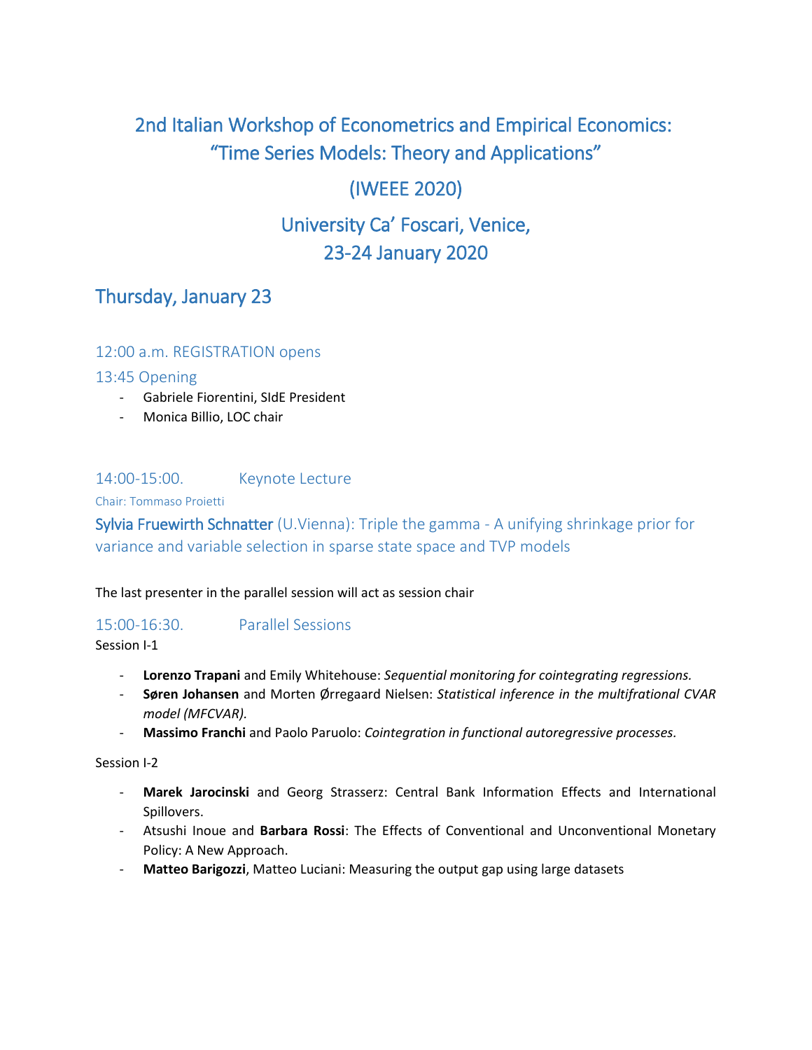# 2nd Italian Workshop of Econometrics and Empirical Economics: "Time Series Models: Theory and Applications"

# (IWEEE 2020)

# University Ca' Foscari, Venice, 23-24 January 2020

## Thursday, January 23

### 12:00 a.m. REGISTRATION opens

### 13:45 Opening

- Gabriele Fiorentini, SIdE President
- Monica Billio, LOC chair

### 14:00-15:00. Keynote Lecture

Chair: Tommaso Proietti

Sylvia Fruewirth Schnatter (U.Vienna): Triple the gamma - A unifying shrinkage prior for variance and variable selection in sparse state space and TVP models

The last presenter in the parallel session will act as session chair

### 15:00-16:30. Parallel Sessions

Session I-1

- **Lorenzo Trapani** and Emily Whitehouse: *Sequential monitoring for cointegrating regressions.*
- **Søren Johansen** and Morten Ørregaard Nielsen: *Statistical inference in the multifrational CVAR model (MFCVAR).*
- **Massimo Franchi** and Paolo Paruolo: *Cointegration in functional autoregressive processes.*

Session I-2

- **Marek Jarocinski** and Georg Strasserz: Central Bank Information Effects and International Spillovers.
- Atsushi Inoue and **Barbara Rossi**: The Effects of Conventional and Unconventional Monetary Policy: A New Approach.
- **Matteo Barigozzi**, Matteo Luciani: Measuring the output gap using large datasets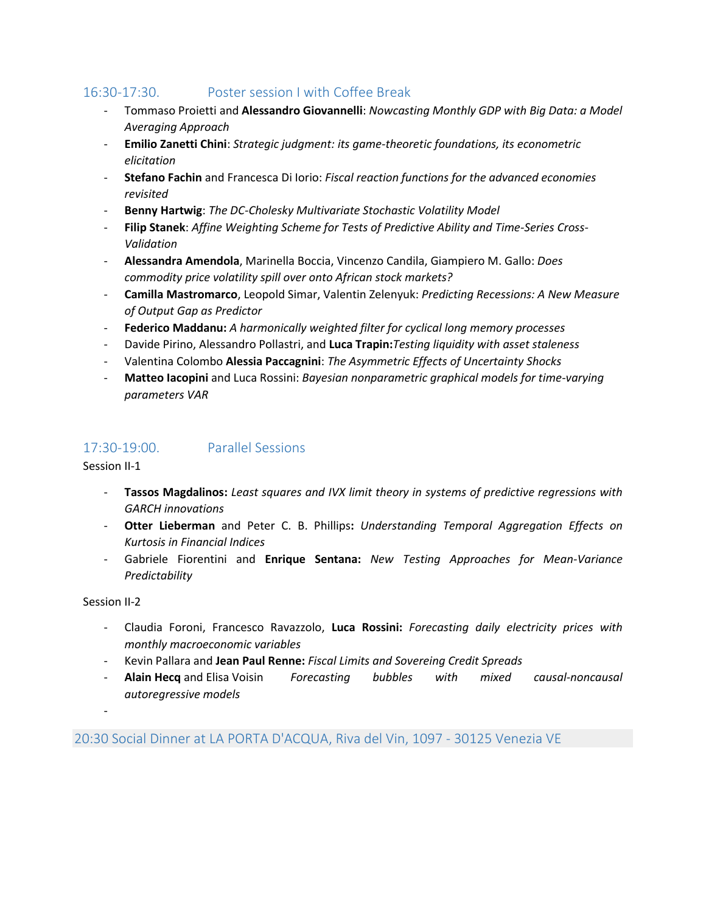## 16:30-17:30. Poster session I with Coffee Break

- Tommaso Proietti and **Alessandro Giovannelli**: *Nowcasting Monthly GDP with Big Data: a Model Averaging Approach*
- **Emilio Zanetti Chini**: *Strategic judgment: its game-theoretic foundations, its econometric elicitation*
- **Stefano Fachin** and Francesca Di Iorio: *Fiscal reaction functions for the advanced economies revisited*
- **Benny Hartwig**: *The DC-Cholesky Multivariate Stochastic Volatility Model*
- **Filip Stanek**: *Affine Weighting Scheme for Tests of Predictive Ability and Time-Series Cross-Validation*
- **Alessandra Amendola**, Marinella Boccia, Vincenzo Candila, Giampiero M. Gallo: *Does commodity price volatility spill over onto African stock markets?*
- **Camilla Mastromarco**, Leopold Simar, Valentin Zelenyuk: *Predicting Recessions: A New Measure of Output Gap as Predictor*
- **Federico Maddanu:** *A harmonically weighted filter for cyclical long memory processes*
- Davide Pirino, Alessandro Pollastri, and **Luca Trapin:** *Testing liquidity with asset staleness*
- Valentina Colombo **Alessia Paccagnini**: *The Asymmetric Effects of Uncertainty Shocks*
- **Matteo Iacopini** and Luca Rossini: *Bayesian nonparametric graphical models for time-varying parameters VAR*

## 17:30-19:00. Parallel Sessions

Session II-1

- **Tassos Magdalinos:** *Least squares and IVX limit theory in systems of predictive regressions with GARCH innovations*
- **Otter Lieberman** and Peter C. B. Phillips**:** *Understanding Temporal Aggregation Effects on Kurtosis in Financial Indices*
- Gabriele Fiorentini and **Enrique Sentana:** *New Testing Approaches for Mean-Variance Predictability*

Session II-2

- Claudia Foroni, Francesco Ravazzolo, **Luca Rossini:** *Forecasting daily electricity prices with monthly macroeconomic variables*
- Kevin Pallara and **Jean Paul Renne:** *Fiscal Limits and Sovereing Credit Spreads*
- **Alain Hecq** and Elisa Voisin *Forecasting bubbles with mixed causal-noncausal autoregressive models*
-

## 20:30 Social Dinner at LA PORTA D'ACQUA, Riva del Vin, 1097 - 30125 Venezia VE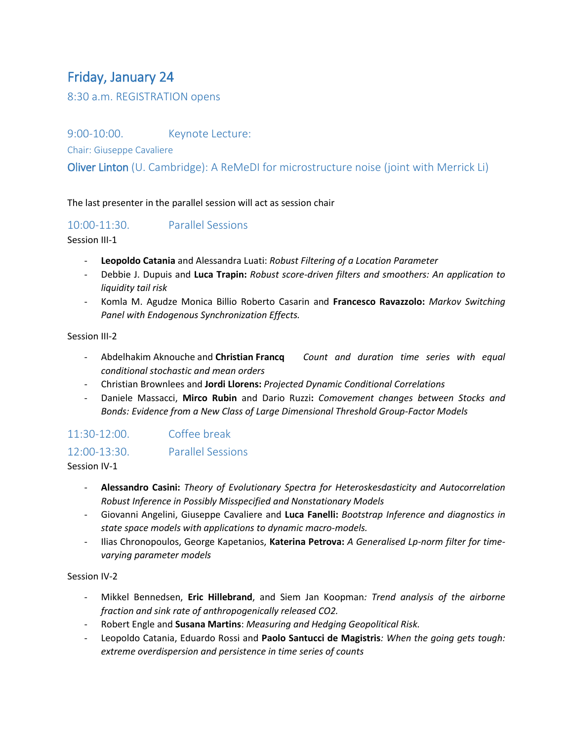## Friday, January 24

### 8:30 a.m. REGISTRATION opens

### 9:00-10:00. Keynote Lecture:

Chair: Giuseppe Cavaliere

### Oliver Linton (U. Cambridge): A ReMeDI for microstructure noise (joint with Merrick Li)

The last presenter in the parallel session will act as session chair

### 10:00-11:30. Parallel Sessions

Session III-1

- **Leopoldo Catania** and Alessandra Luati: *Robust Filtering of a Location Parameter*
- Debbie J. Dupuis and **Luca Trapin:** *Robust score-driven filters and smoothers: An application to liquidity tail risk*
- Komla M. Agudze Monica Billio Roberto Casarin and **Francesco Ravazzolo:** *Markov Switching Panel with Endogenous Synchronization Effects.*

Session III-2

- Abdelhakim Aknouche and **Christian Francq** *Count and duration time series with equal conditional stochastic and mean orders*
- Christian Brownlees and **Jordi Llorens:** *Projected Dynamic Conditional Correlations*
- Daniele Massacci, **Mirco Rubin** and Dario Ruzzi**:** *Comovement changes between Stocks and Bonds: Evidence from a New Class of Large Dimensional Threshold Group-Factor Models*

### 11:30-12:00. Coffee break

### 12:00-13:30. Parallel Sessions

Session IV-1

- **Alessandro Casini:** *Theory of Evolutionary Spectra for Heteroskesdasticity and Autocorrelation Robust Inference in Possibly Misspecified and Nonstationary Models*
- Giovanni Angelini, Giuseppe Cavaliere and **Luca Fanelli:** *Bootstrap Inference and diagnostics in state space models with applications to dynamic macro-models.*
- Ilias Chronopoulos, George Kapetanios, **Katerina Petrova:** *A Generalised Lp-norm filter for time-varying parameter models*

Session IV-2

- Mikkel Bennedsen, **Eric Hillebrand**, and Siem Jan Koopman*: Trend analysis of the airborne fraction and sink rate of anthropogenically released CO2.*
- Robert Engle and **Susana Martins**: *Measuring and Hedging Geopolitical Risk.*
- Leopoldo Catania, Eduardo Rossi and **Paolo Santucci de Magistris***: When the going gets tough: extreme overdispersion and persistence in time series of counts*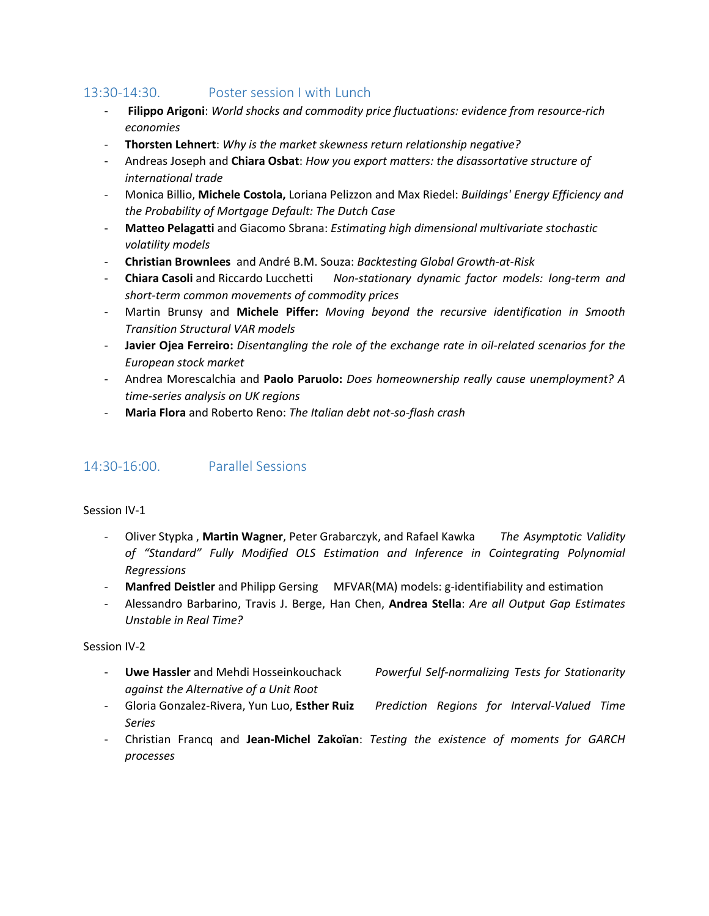## 13:30-14:30. Poster session I with Lunch

- **Filippo Arigoni**: *World shocks and commodity price fluctuations: evidence from resource-rich economies*
- **Thorsten Lehnert**: *Why is the market skewness return relationship negative?*
- Andreas Joseph and **Chiara Osbat**: *How you export matters: the disassortative structure of international trade*
- Monica Billio, **Michele Costola,** Loriana Pelizzon and Max Riedel: *Buildings' Energy Efficiency and the Probability of Mortgage Default: The Dutch Case*
- **Matteo Pelagatti** and Giacomo Sbrana: *Estimating high dimensional multivariate stochastic volatility models*
- **Christian Brownlees** and André B.M. Souza: *Backtesting Global Growth-at-Risk*
- **Chiara Casoli** and Riccardo Lucchetti *Non-stationary dynamic factor models: long-term and short-term common movements of commodity prices*
- Martin Brunsy and **Michele Piffer:** *Moving beyond the recursive identification in Smooth Transition Structural VAR models*
- **Javier Ojea Ferreiro:** *Disentangling the role of the exchange rate in oil-related scenarios for the European stock market*
- Andrea Morescalchia and **Paolo Paruolo:** *Does homeownership really cause unemployment? A time-series analysis on UK regions*
- **Maria Flora** and Roberto Reno: *The Italian debt not-so-flash crash*

## 14:30-16:00. Parallel Sessions

Session IV-1

- Oliver Stypka , **Martin Wagner**, Peter Grabarczyk, and Rafael Kawka *The Asymptotic Validity of "Standard" Fully Modified OLS Estimation and Inference in Cointegrating Polynomial Regressions*
- **Manfred Deistler** and Philipp Gersing MFVAR(MA) models: g-identifiability and estimation
- Alessandro Barbarino, Travis J. Berge, Han Chen, **Andrea Stella**: *Are all Output Gap Estimates Unstable in Real Time?*

Session IV-2

- **Uwe Hassler** and Mehdi Hosseinkouchack *Powerful Self-normalizing Tests for Stationarity against the Alternative of a Unit Root*
- Gloria Gonzalez-Rivera, Yun Luo, **Esther Ruiz** *Prediction Regions for Interval-Valued Time Series*
- Christian Francq and **Jean-Michel Zakoïan**: *Testing the existence of moments for GARCH processes*